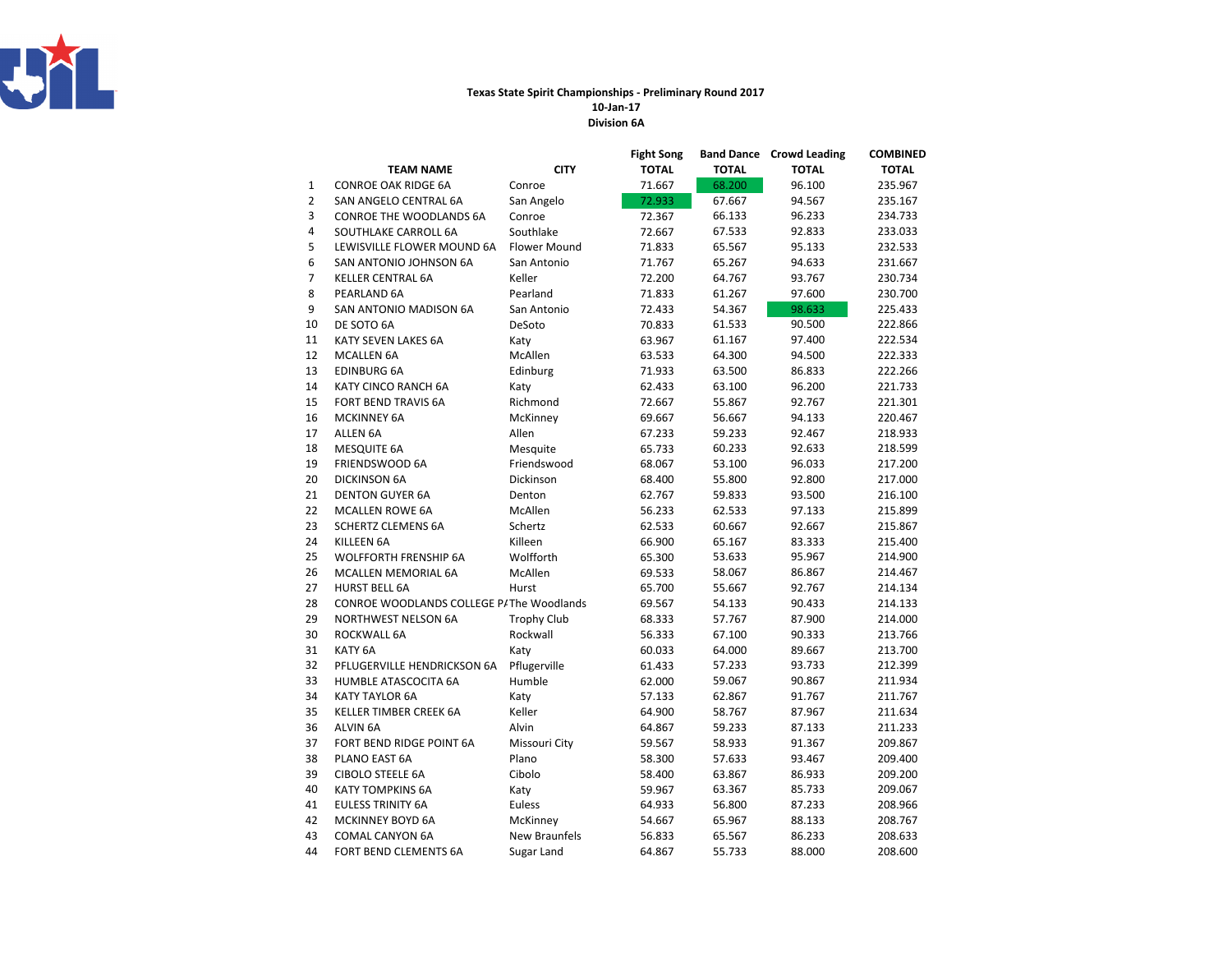**Texas State Spirit Championships - Preliminary Round 2017**
**10-Jan-17**
**Division 6A**

| | TEAM NAME | CITY | Fight Song TOTAL | Band Dance TOTAL | Crowd Leading TOTAL | COMBINED TOTAL |
|---|---|---|---|---|---|---|
| 1 | CONROE OAK RIDGE 6A | Conroe | 71.667 | 68.200 | 96.100 | 235.967 |
| 2 | SAN ANGELO CENTRAL 6A | San Angelo | 72.933 | 67.667 | 94.567 | 235.167 |
| 3 | CONROE THE WOODLANDS 6A | Conroe | 72.367 | 66.133 | 96.233 | 234.733 |
| 4 | SOUTHLAKE CARROLL 6A | Southlake | 72.667 | 67.533 | 92.833 | 233.033 |
| 5 | LEWISVILLE FLOWER MOUND 6A | Flower Mound | 71.833 | 65.567 | 95.133 | 232.533 |
| 6 | SAN ANTONIO JOHNSON 6A | San Antonio | 71.767 | 65.267 | 94.633 | 231.667 |
| 7 | KELLER CENTRAL 6A | Keller | 72.200 | 64.767 | 93.767 | 230.734 |
| 8 | PEARLAND 6A | Pearland | 71.833 | 61.267 | 97.600 | 230.700 |
| 9 | SAN ANTONIO MADISON 6A | San Antonio | 72.433 | 54.367 | 98.633 | 225.433 |
| 10 | DE SOTO 6A | DeSoto | 70.833 | 61.533 | 90.500 | 222.866 |
| 11 | KATY SEVEN LAKES 6A | Katy | 63.967 | 61.167 | 97.400 | 222.534 |
| 12 | MCALLEN 6A | McAllen | 63.533 | 64.300 | 94.500 | 222.333 |
| 13 | EDINBURG 6A | Edinburg | 71.933 | 63.500 | 86.833 | 222.266 |
| 14 | KATY CINCO RANCH 6A | Katy | 62.433 | 63.100 | 96.200 | 221.733 |
| 15 | FORT BEND TRAVIS 6A | Richmond | 72.667 | 55.867 | 92.767 | 221.301 |
| 16 | MCKINNEY 6A | McKinney | 69.667 | 56.667 | 94.133 | 220.467 |
| 17 | ALLEN 6A | Allen | 67.233 | 59.233 | 92.467 | 218.933 |
| 18 | MESQUITE 6A | Mesquite | 65.733 | 60.233 | 92.633 | 218.599 |
| 19 | FRIENDSWOOD 6A | Friendswood | 68.067 | 53.100 | 96.033 | 217.200 |
| 20 | DICKINSON 6A | Dickinson | 68.400 | 55.800 | 92.800 | 217.000 |
| 21 | DENTON GUYER 6A | Denton | 62.767 | 59.833 | 93.500 | 216.100 |
| 22 | MCALLEN ROWE 6A | McAllen | 56.233 | 62.533 | 97.133 | 215.899 |
| 23 | SCHERTZ CLEMENS 6A | Schertz | 62.533 | 60.667 | 92.667 | 215.867 |
| 24 | KILLEEN 6A | Killeen | 66.900 | 65.167 | 83.333 | 215.400 |
| 25 | WOLFFORTH FRENSHIP 6A | Wolfforth | 65.300 | 53.633 | 95.967 | 214.900 |
| 26 | MCALLEN MEMORIAL 6A | McAllen | 69.533 | 58.067 | 86.867 | 214.467 |
| 27 | HURST BELL 6A | Hurst | 65.700 | 55.667 | 92.767 | 214.134 |
| 28 | CONROE WOODLANDS COLLEGE PA | The Woodlands | 69.567 | 54.133 | 90.433 | 214.133 |
| 29 | NORTHWEST NELSON 6A | Trophy Club | 68.333 | 57.767 | 87.900 | 214.000 |
| 30 | ROCKWALL 6A | Rockwall | 56.333 | 67.100 | 90.333 | 213.766 |
| 31 | KATY 6A | Katy | 60.033 | 64.000 | 89.667 | 213.700 |
| 32 | PFLUGERVILLE HENDRICKSON 6A | Pflugerville | 61.433 | 57.233 | 93.733 | 212.399 |
| 33 | HUMBLE ATASCOCITA 6A | Humble | 62.000 | 59.067 | 90.867 | 211.934 |
| 34 | KATY TAYLOR 6A | Katy | 57.133 | 62.867 | 91.767 | 211.767 |
| 35 | KELLER TIMBER CREEK 6A | Keller | 64.900 | 58.767 | 87.967 | 211.634 |
| 36 | ALVIN 6A | Alvin | 64.867 | 59.233 | 87.133 | 211.233 |
| 37 | FORT BEND RIDGE POINT 6A | Missouri City | 59.567 | 58.933 | 91.367 | 209.867 |
| 38 | PLANO EAST 6A | Plano | 58.300 | 57.633 | 93.467 | 209.400 |
| 39 | CIBOLO STEELE 6A | Cibolo | 58.400 | 63.867 | 86.933 | 209.200 |
| 40 | KATY TOMPKINS 6A | Katy | 59.967 | 63.367 | 85.733 | 209.067 |
| 41 | EULESS TRINITY 6A | Euless | 64.933 | 56.800 | 87.233 | 208.966 |
| 42 | MCKINNEY BOYD 6A | McKinney | 54.667 | 65.967 | 88.133 | 208.767 |
| 43 | COMAL CANYON 6A | New Braunfels | 56.833 | 65.567 | 86.233 | 208.633 |
| 44 | FORT BEND CLEMENTS 6A | Sugar Land | 64.867 | 55.733 | 88.000 | 208.600 |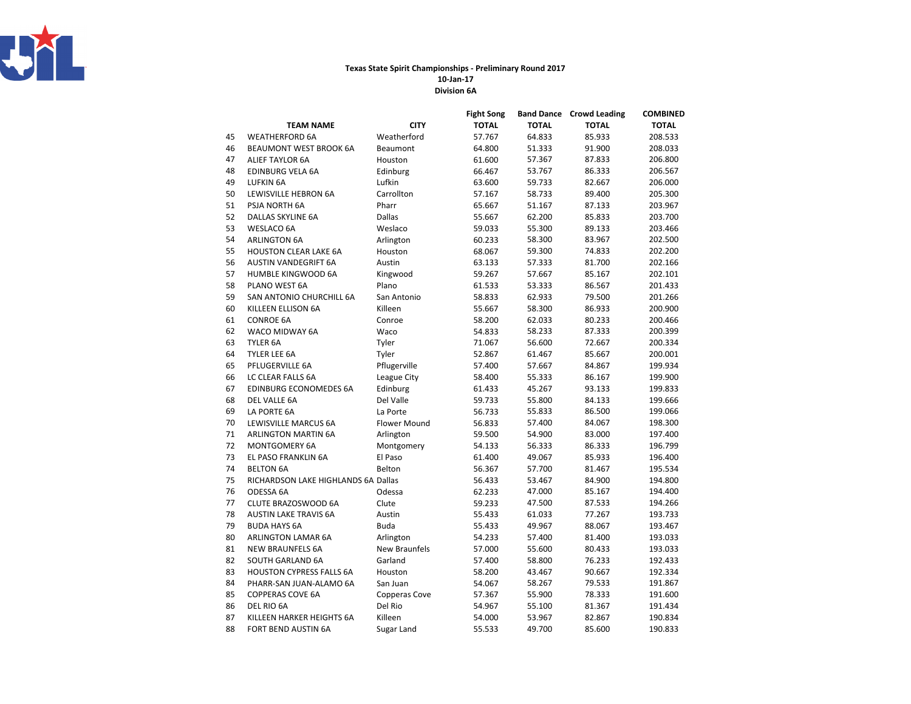**Texas State Spirit Championships - Preliminary Round 2017**
**10-Jan-17**
**Division 6A**

| | TEAM NAME | CITY | Fight Song TOTAL | Band Dance TOTAL | Crowd Leading TOTAL | COMBINED TOTAL |
|---|---|---|---|---|---|---|
| 45 | WEATHERFORD 6A | Weatherford | 57.767 | 64.833 | 85.933 | 208.533 |
| 46 | BEAUMONT WEST BROOK 6A | Beaumont | 64.800 | 51.333 | 91.900 | 208.033 |
| 47 | ALIEF TAYLOR 6A | Houston | 61.600 | 57.367 | 87.833 | 206.800 |
| 48 | EDINBURG VELA 6A | Edinburg | 66.467 | 53.767 | 86.333 | 206.567 |
| 49 | LUFKIN 6A | Lufkin | 63.600 | 59.733 | 82.667 | 206.000 |
| 50 | LEWISVILLE HEBRON 6A | Carrollton | 57.167 | 58.733 | 89.400 | 205.300 |
| 51 | PSJA NORTH 6A | Pharr | 65.667 | 51.167 | 87.133 | 203.967 |
| 52 | DALLAS SKYLINE 6A | Dallas | 55.667 | 62.200 | 85.833 | 203.700 |
| 53 | WESLACO 6A | Weslaco | 59.033 | 55.300 | 89.133 | 203.466 |
| 54 | ARLINGTON 6A | Arlington | 60.233 | 58.300 | 83.967 | 202.500 |
| 55 | HOUSTON CLEAR LAKE 6A | Houston | 68.067 | 59.300 | 74.833 | 202.200 |
| 56 | AUSTIN VANDEGRIFT 6A | Austin | 63.133 | 57.333 | 81.700 | 202.166 |
| 57 | HUMBLE KINGWOOD 6A | Kingwood | 59.267 | 57.667 | 85.167 | 202.101 |
| 58 | PLANO WEST 6A | Plano | 61.533 | 53.333 | 86.567 | 201.433 |
| 59 | SAN ANTONIO CHURCHILL 6A | San Antonio | 58.833 | 62.933 | 79.500 | 201.266 |
| 60 | KILLEEN ELLISON 6A | Killeen | 55.667 | 58.300 | 86.933 | 200.900 |
| 61 | CONROE 6A | Conroe | 58.200 | 62.033 | 80.233 | 200.466 |
| 62 | WACO MIDWAY 6A | Waco | 54.833 | 58.233 | 87.333 | 200.399 |
| 63 | TYLER 6A | Tyler | 71.067 | 56.600 | 72.667 | 200.334 |
| 64 | TYLER LEE 6A | Tyler | 52.867 | 61.467 | 85.667 | 200.001 |
| 65 | PFLUGERVILLE 6A | Pflugerville | 57.400 | 57.667 | 84.867 | 199.934 |
| 66 | LC CLEAR FALLS 6A | League City | 58.400 | 55.333 | 86.167 | 199.900 |
| 67 | EDINBURG ECONOMEDES 6A | Edinburg | 61.433 | 45.267 | 93.133 | 199.833 |
| 68 | DEL VALLE 6A | Del Valle | 59.733 | 55.800 | 84.133 | 199.666 |
| 69 | LA PORTE 6A | La Porte | 56.733 | 55.833 | 86.500 | 199.066 |
| 70 | LEWISVILLE MARCUS 6A | Flower Mound | 56.833 | 57.400 | 84.067 | 198.300 |
| 71 | ARLINGTON MARTIN 6A | Arlington | 59.500 | 54.900 | 83.000 | 197.400 |
| 72 | MONTGOMERY 6A | Montgomery | 54.133 | 56.333 | 86.333 | 196.799 |
| 73 | EL PASO FRANKLIN 6A | El Paso | 61.400 | 49.067 | 85.933 | 196.400 |
| 74 | BELTON 6A | Belton | 56.367 | 57.700 | 81.467 | 195.534 |
| 75 | RICHARDSON LAKE HIGHLANDS 6A | Dallas | 56.433 | 53.467 | 84.900 | 194.800 |
| 76 | ODESSA 6A | Odessa | 62.233 | 47.000 | 85.167 | 194.400 |
| 77 | CLUTE BRAZOSWOOD 6A | Clute | 59.233 | 47.500 | 87.533 | 194.266 |
| 78 | AUSTIN LAKE TRAVIS 6A | Austin | 55.433 | 61.033 | 77.267 | 193.733 |
| 79 | BUDA HAYS 6A | Buda | 55.433 | 49.967 | 88.067 | 193.467 |
| 80 | ARLINGTON LAMAR 6A | Arlington | 54.233 | 57.400 | 81.400 | 193.033 |
| 81 | NEW BRAUNFELS 6A | New Braunfels | 57.000 | 55.600 | 80.433 | 193.033 |
| 82 | SOUTH GARLAND 6A | Garland | 57.400 | 58.800 | 76.233 | 192.433 |
| 83 | HOUSTON CYPRESS FALLS 6A | Houston | 58.200 | 43.467 | 90.667 | 192.334 |
| 84 | PHARR-SAN JUAN-ALAMO 6A | San Juan | 54.067 | 58.267 | 79.533 | 191.867 |
| 85 | COPPERAS COVE 6A | Copperas Cove | 57.367 | 55.900 | 78.333 | 191.600 |
| 86 | DEL RIO 6A | Del Rio | 54.967 | 55.100 | 81.367 | 191.434 |
| 87 | KILLEEN HARKER HEIGHTS 6A | Killeen | 54.000 | 53.967 | 82.867 | 190.834 |
| 88 | FORT BEND AUSTIN 6A | Sugar Land | 55.533 | 49.700 | 85.600 | 190.833 |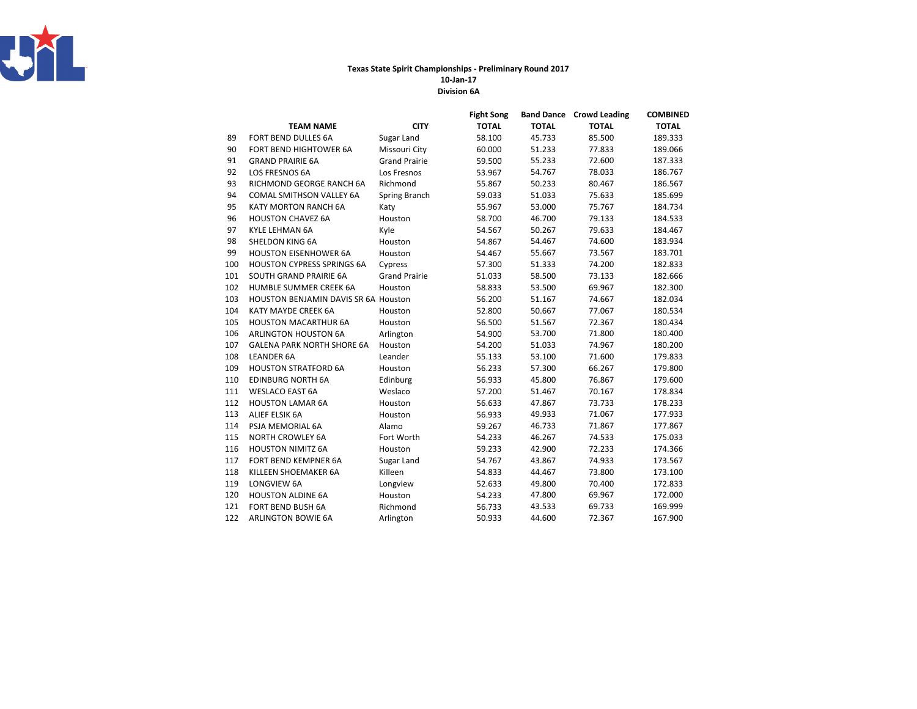**Texas State Spirit Championships - Preliminary Round 2017**
**10-Jan-17**
**Division 6A**

| | TEAM NAME | CITY | Fight Song TOTAL | Band Dance TOTAL | Crowd Leading TOTAL | COMBINED TOTAL |
|---|---|---|---|---|---|---|
| 89 | FORT BEND DULLES 6A | Sugar Land | 58.100 | 45.733 | 85.500 | 189.333 |
| 90 | FORT BEND HIGHTOWER 6A | Missouri City | 60.000 | 51.233 | 77.833 | 189.066 |
| 91 | GRAND PRAIRIE 6A | Grand Prairie | 59.500 | 55.233 | 72.600 | 187.333 |
| 92 | LOS FRESNOS 6A | Los Fresnos | 53.967 | 54.767 | 78.033 | 186.767 |
| 93 | RICHMOND GEORGE RANCH 6A | Richmond | 55.867 | 50.233 | 80.467 | 186.567 |
| 94 | COMAL SMITHSON VALLEY 6A | Spring Branch | 59.033 | 51.033 | 75.633 | 185.699 |
| 95 | KATY MORTON RANCH 6A | Katy | 55.967 | 53.000 | 75.767 | 184.734 |
| 96 | HOUSTON CHAVEZ 6A | Houston | 58.700 | 46.700 | 79.133 | 184.533 |
| 97 | KYLE LEHMAN 6A | Kyle | 54.567 | 50.267 | 79.633 | 184.467 |
| 98 | SHELDON KING 6A | Houston | 54.867 | 54.467 | 74.600 | 183.934 |
| 99 | HOUSTON EISENHOWER 6A | Houston | 54.467 | 55.667 | 73.567 | 183.701 |
| 100 | HOUSTON CYPRESS SPRINGS 6A | Cypress | 57.300 | 51.333 | 74.200 | 182.833 |
| 101 | SOUTH GRAND PRAIRIE 6A | Grand Prairie | 51.033 | 58.500 | 73.133 | 182.666 |
| 102 | HUMBLE SUMMER CREEK 6A | Houston | 58.833 | 53.500 | 69.967 | 182.300 |
| 103 | HOUSTON BENJAMIN DAVIS SR 6A | Houston | 56.200 | 51.167 | 74.667 | 182.034 |
| 104 | KATY MAYDE CREEK 6A | Houston | 52.800 | 50.667 | 77.067 | 180.534 |
| 105 | HOUSTON MACARTHUR 6A | Houston | 56.500 | 51.567 | 72.367 | 180.434 |
| 106 | ARLINGTON HOUSTON 6A | Arlington | 54.900 | 53.700 | 71.800 | 180.400 |
| 107 | GALENA PARK NORTH SHORE 6A | Houston | 54.200 | 51.033 | 74.967 | 180.200 |
| 108 | LEANDER 6A | Leander | 55.133 | 53.100 | 71.600 | 179.833 |
| 109 | HOUSTON STRATFORD 6A | Houston | 56.233 | 57.300 | 66.267 | 179.800 |
| 110 | EDINBURG NORTH 6A | Edinburg | 56.933 | 45.800 | 76.867 | 179.600 |
| 111 | WESLACO EAST 6A | Weslaco | 57.200 | 51.467 | 70.167 | 178.834 |
| 112 | HOUSTON LAMAR 6A | Houston | 56.633 | 47.867 | 73.733 | 178.233 |
| 113 | ALIEF ELSIK 6A | Houston | 56.933 | 49.933 | 71.067 | 177.933 |
| 114 | PSJA MEMORIAL 6A | Alamo | 59.267 | 46.733 | 71.867 | 177.867 |
| 115 | NORTH CROWLEY 6A | Fort Worth | 54.233 | 46.267 | 74.533 | 175.033 |
| 116 | HOUSTON NIMITZ 6A | Houston | 59.233 | 42.900 | 72.233 | 174.366 |
| 117 | FORT BEND KEMPNER 6A | Sugar Land | 54.767 | 43.867 | 74.933 | 173.567 |
| 118 | KILLEEN SHOEMAKER 6A | Killeen | 54.833 | 44.467 | 73.800 | 173.100 |
| 119 | LONGVIEW 6A | Longview | 52.633 | 49.800 | 70.400 | 172.833 |
| 120 | HOUSTON ALDINE 6A | Houston | 54.233 | 47.800 | 69.967 | 172.000 |
| 121 | FORT BEND BUSH 6A | Richmond | 56.733 | 43.533 | 69.733 | 169.999 |
| 122 | ARLINGTON BOWIE 6A | Arlington | 50.933 | 44.600 | 72.367 | 167.900 |